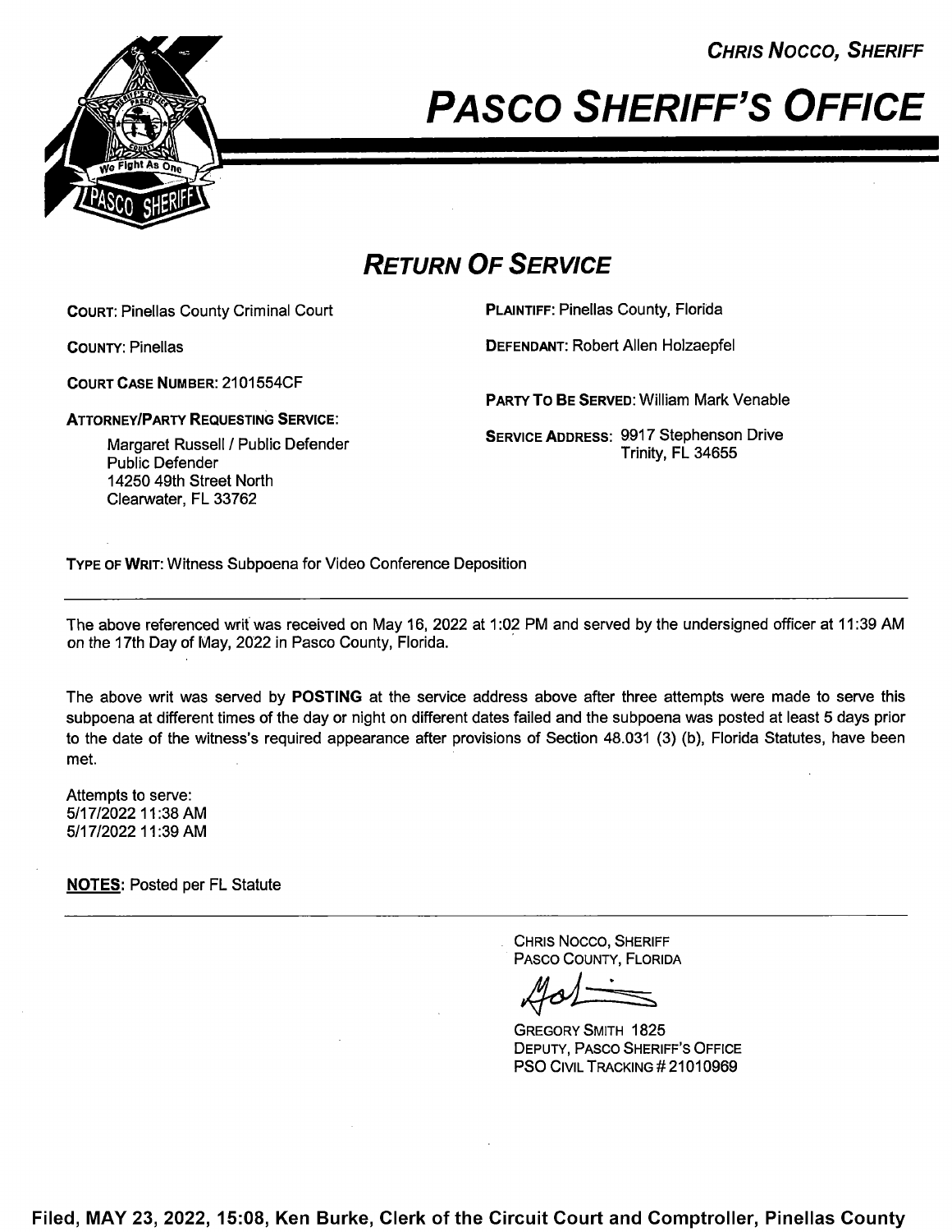CHRIS NOCCO, SHERIFF

# PASCO SHERIFF'S OFFICE

## RETURN OF SERVICE

**COURT:** Pinellas County Criminal Court

**COUNTY:** Pinellas

**COURT CASE NUMBER:** 2101554CF

**ATTORNEY/PARTY REQUESTING SERVICE:**

Margaret Russell / Public Defender
Public Defender
14250 49th Street North
Clearwater, FL 33762

**PLAINTIFF:** Pinellas County, Florida

**DEFENDANT:** Robert Allen Holzaepfel

**PARTY TO BE SERVED:** William Mark Venable

**SERVICE ADDRESS:** 9917 Stephenson Drive
Trinity, FL 34655

**TYPE OF WRIT:** Witness Subpoena for Video Conference Deposition

---

The above referenced writ was received on May 16, 2022 at 1:02 PM and served by the undersigned officer at 11:39 AM on the 17th Day of May, 2022 in Pasco County, Florida.

The above writ was served by **POSTING** at the service address above after three attempts were made to serve this subpoena at different times of the day or night on different dates failed and the subpoena was posted at least 5 days prior to the date of the witness's required appearance after provisions of Section 48.031 (3) (b), Florida Statutes, have been met.

Attempts to serve:
5/17/2022 11:38 AM
5/17/2022 11:39 AM

**NOTES:** Posted per FL Statute

---

CHRIS NOCCO, SHERIFF
PASCO COUNTY, FLORIDA

GREGORY SMITH 1825
DEPUTY, PASCO SHERIFF'S OFFICE
PSO CIVIL TRACKING # 21010969

**Filed, MAY 23, 2022, 15:08, Ken Burke, Clerk of the Circuit Court and Comptroller, Pinellas County**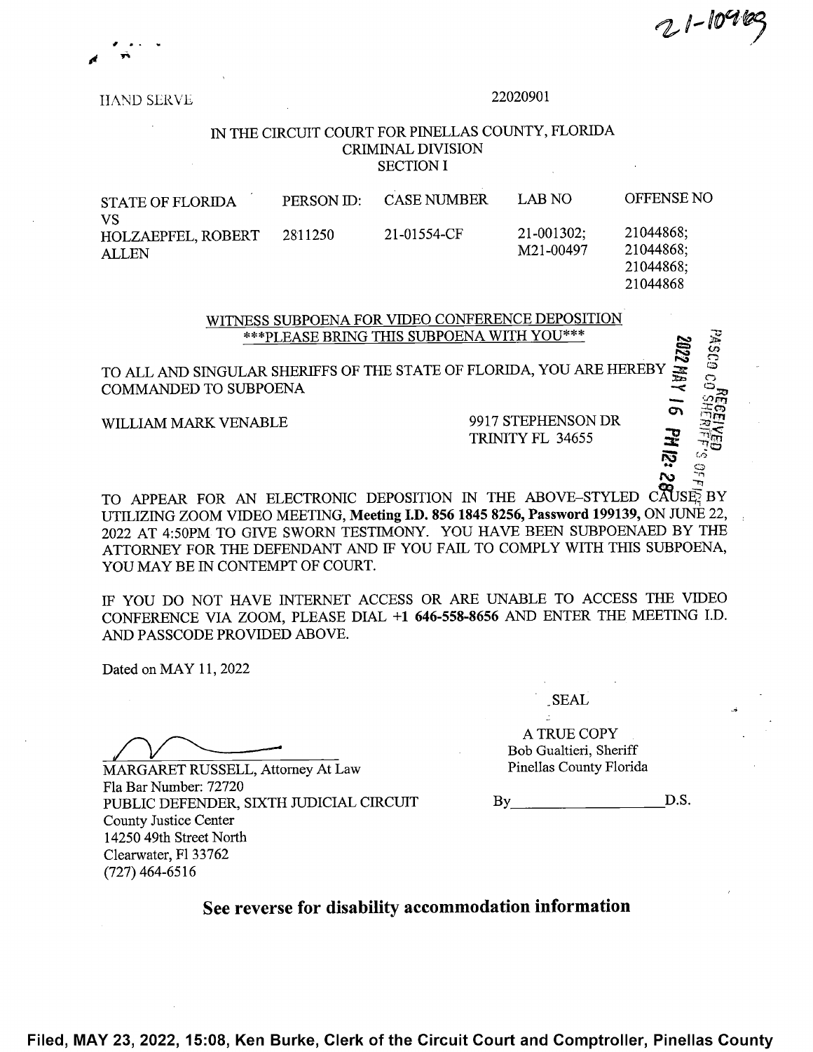21-10969

HAND SERVE

22020901

IN THE CIRCUIT COURT FOR PINELLAS COUNTY, FLORIDA
CRIMINAL DIVISION
SECTION I

| STATE OF FLORIDA VS | PERSON ID: | CASE NUMBER | LAB NO | OFFENSE NO |
|---|---|---|---|---|
| HOLZAEPFEL, ROBERT ALLEN | 2811250 | 21-01554-CF | 21-001302; M21-00497 | 21044868; 21044868; 21044868; 21044868 |

## WITNESS SUBPOENA FOR VIDEO CONFERENCE DEPOSITION

***PLEASE BRING THIS SUBPOENA WITH YOU***

2022 MAY 16 PM 12: 28
RECEIVED
PASCO CO SHERIFF'S OFFICE

TO ALL AND SINGULAR SHERIFFS OF THE STATE OF FLORIDA, YOU ARE HEREBY COMMANDED TO SUBPOENA

WILLIAM MARK VENABLE
9917 STEPHENSON DR
TRINITY FL 34655

TO APPEAR FOR AN ELECTRONIC DEPOSITION IN THE ABOVE-STYLED CAUSE BY UTILIZING ZOOM VIDEO MEETING, **Meeting I.D. 856 1845 8256, Password 199139,** ON JUNE 22, 2022 AT 4:50PM TO GIVE SWORN TESTIMONY. YOU HAVE BEEN SUBPOENAED BY THE ATTORNEY FOR THE DEFENDANT AND IF YOU FAIL TO COMPLY WITH THIS SUBPOENA, YOU MAY BE IN CONTEMPT OF COURT.

IF YOU DO NOT HAVE INTERNET ACCESS OR ARE UNABLE TO ACCESS THE VIDEO CONFERENCE VIA ZOOM, PLEASE DIAL **+1 646-558-8656** AND ENTER THE MEETING I.D. AND PASSCODE PROVIDED ABOVE.

Dated on MAY 11, 2022

SEAL

MARGARET RUSSELL, Attorney At Law
Fla Bar Number: 72720
PUBLIC DEFENDER, SIXTH JUDICIAL CIRCUIT
County Justice Center
14250 49th Street North
Clearwater, Fl 33762
(727) 464-6516

A TRUE COPY
Bob Gualtieri, Sheriff
Pinellas County Florida

By\_\_\_\_\_\_\_\_\_\_\_\_\_\_\_\_\_\_\_\_ D.S.

**See reverse for disability accommodation information**

**Filed, MAY 23, 2022, 15:08, Ken Burke, Clerk of the Circuit Court and Comptroller, Pinellas County**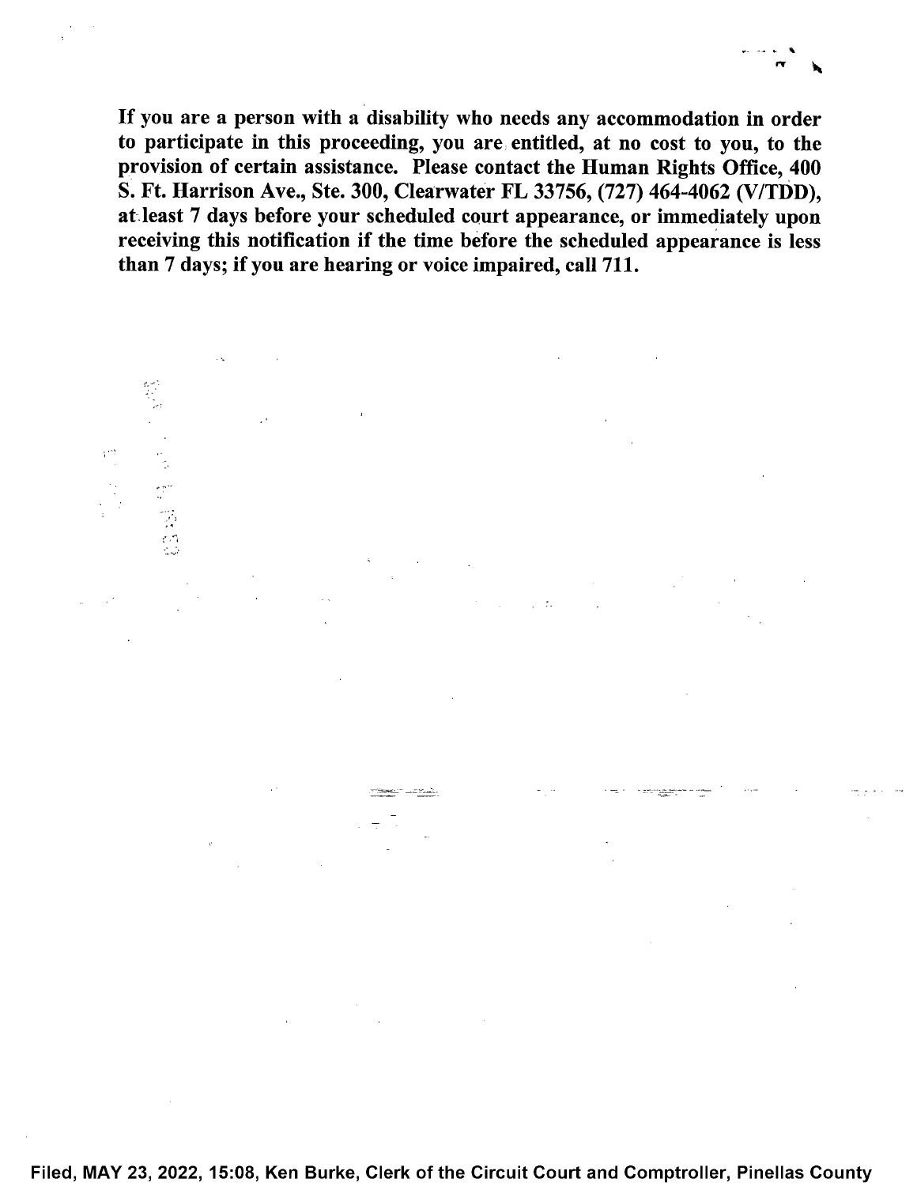**If you are a person with a disability who needs any accommodation in order to participate in this proceeding, you are entitled, at no cost to you, to the provision of certain assistance. Please contact the Human Rights Office, 400 S. Ft. Harrison Ave., Ste. 300, Clearwater FL 33756, (727) 464-4062 (V/TDD), at least 7 days before your scheduled court appearance, or immediately upon receiving this notification if the time before the scheduled appearance is less than 7 days; if you are hearing or voice impaired, call 711.**

Filed, MAY 23, 2022, 15:08, Ken Burke, Clerk of the Circuit Court and Comptroller, Pinellas County